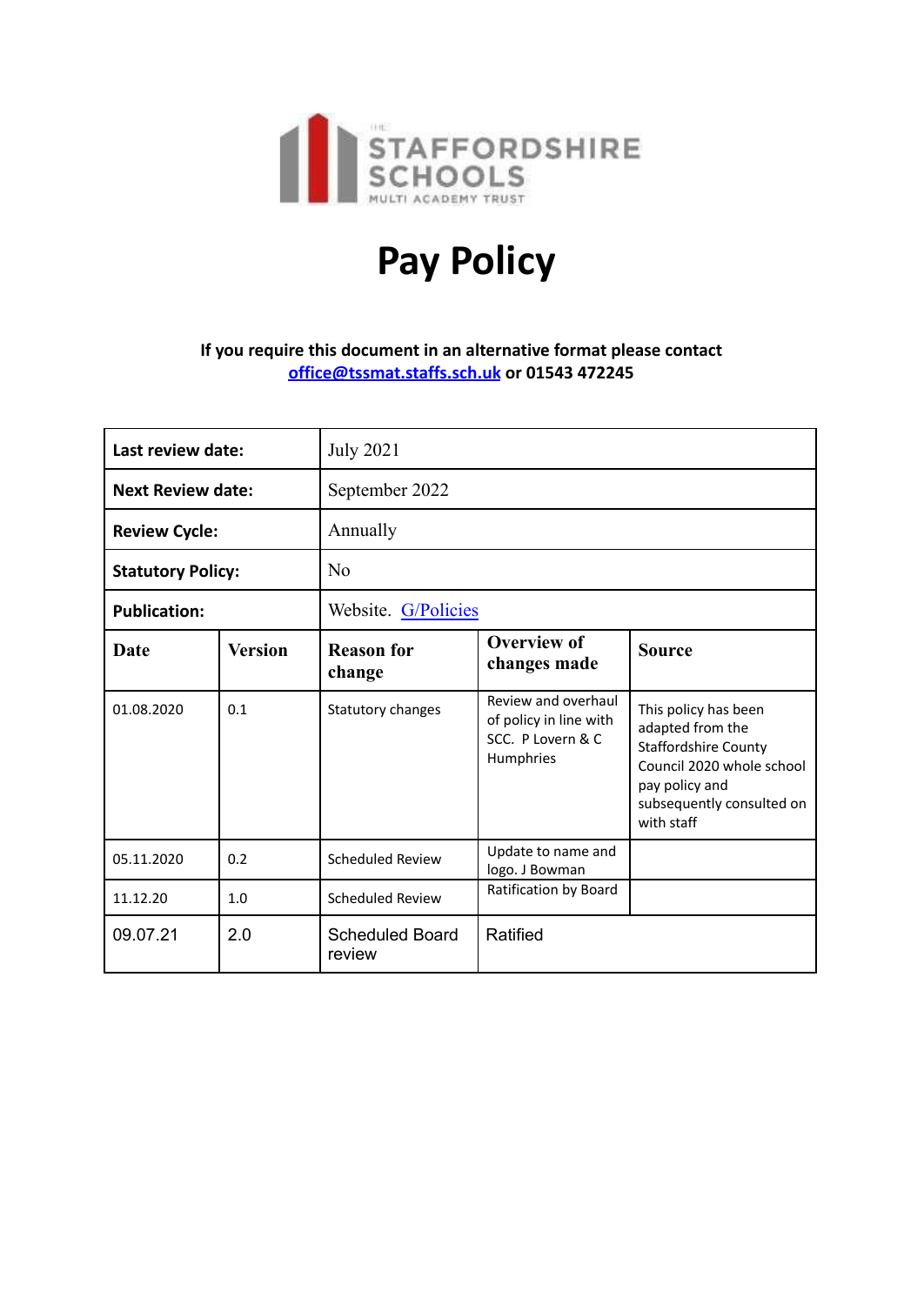THE STAFFORDSHIRE SCHOOLS MULTI ACADEMY TRUST

# Pay Policy

**If you require this document in an alternative format please contact office@tssmat.staffs.sch.uk or 01543 472245**

| **Last review date:** | July 2021 | | | |
|---|---|---|---|---|
| **Next Review date:** | September 2022 | | | |
| **Review Cycle:** | Annually | | | |
| **Statutory Policy:** | No | | | |
| **Publication:** | Website. G/Policies | | | |
| **Date** | **Version** | **Reason for change** | **Overview of changes made** | **Source** |
| 01.08.2020 | 0.1 | Statutory changes | Review and overhaul of policy in line with SCC. P Lovern & C Humphries | This policy has been adapted from the Staffordshire County Council 2020 whole school pay policy and subsequently consulted on with staff |
| 05.11.2020 | 0.2 | Scheduled Review | Update to name and logo. J Bowman | |
| 11.12.20 | 1.0 | Scheduled Review | Ratification by Board | |
| 09.07.21 | 2.0 | Scheduled Board review | Ratified | |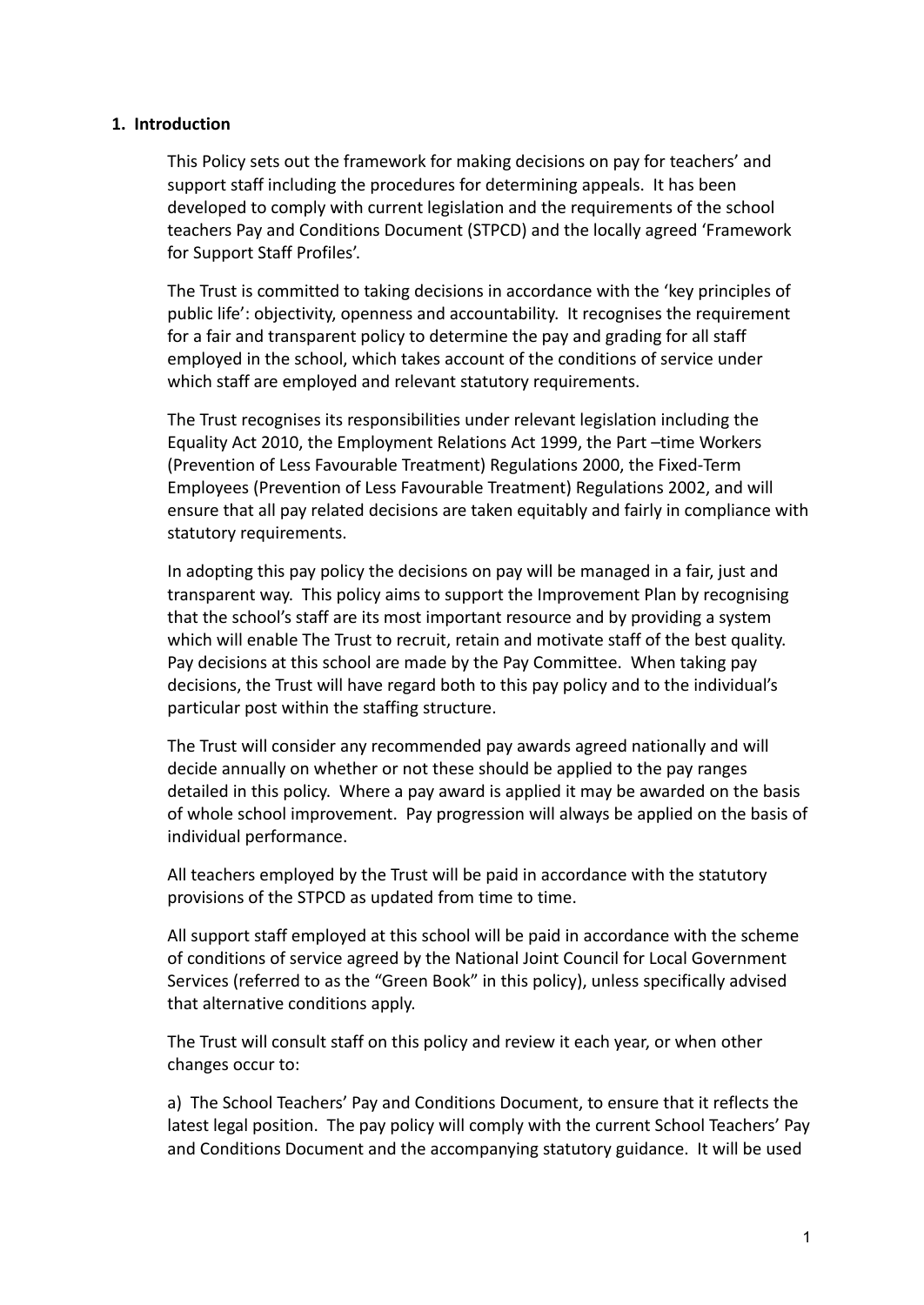## 1. Introduction

This Policy sets out the framework for making decisions on pay for teachers' and support staff including the procedures for determining appeals. It has been developed to comply with current legislation and the requirements of the school teachers Pay and Conditions Document (STPCD) and the locally agreed 'Framework for Support Staff Profiles'.

The Trust is committed to taking decisions in accordance with the 'key principles of public life': objectivity, openness and accountability. It recognises the requirement for a fair and transparent policy to determine the pay and grading for all staff employed in the school, which takes account of the conditions of service under which staff are employed and relevant statutory requirements.

The Trust recognises its responsibilities under relevant legislation including the Equality Act 2010, the Employment Relations Act 1999, the Part –time Workers (Prevention of Less Favourable Treatment) Regulations 2000, the Fixed-Term Employees (Prevention of Less Favourable Treatment) Regulations 2002, and will ensure that all pay related decisions are taken equitably and fairly in compliance with statutory requirements.

In adopting this pay policy the decisions on pay will be managed in a fair, just and transparent way. This policy aims to support the Improvement Plan by recognising that the school's staff are its most important resource and by providing a system which will enable The Trust to recruit, retain and motivate staff of the best quality. Pay decisions at this school are made by the Pay Committee. When taking pay decisions, the Trust will have regard both to this pay policy and to the individual's particular post within the staffing structure.

The Trust will consider any recommended pay awards agreed nationally and will decide annually on whether or not these should be applied to the pay ranges detailed in this policy. Where a pay award is applied it may be awarded on the basis of whole school improvement. Pay progression will always be applied on the basis of individual performance.

All teachers employed by the Trust will be paid in accordance with the statutory provisions of the STPCD as updated from time to time.

All support staff employed at this school will be paid in accordance with the scheme of conditions of service agreed by the National Joint Council for Local Government Services (referred to as the "Green Book" in this policy), unless specifically advised that alternative conditions apply.

The Trust will consult staff on this policy and review it each year, or when other changes occur to:

a) The School Teachers' Pay and Conditions Document, to ensure that it reflects the latest legal position. The pay policy will comply with the current School Teachers' Pay and Conditions Document and the accompanying statutory guidance. It will be used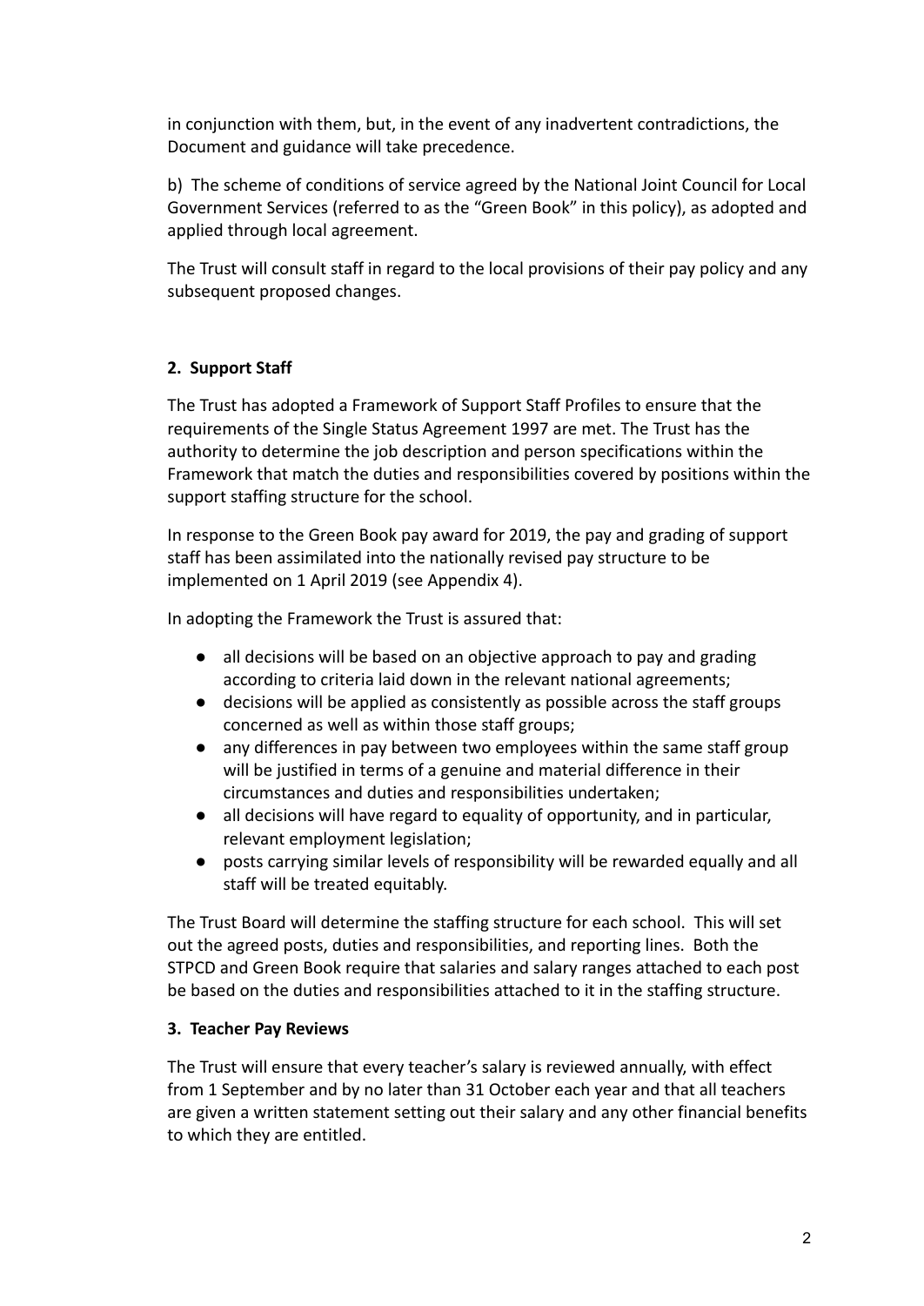in conjunction with them, but, in the event of any inadvertent contradictions, the Document and guidance will take precedence.

b) The scheme of conditions of service agreed by the National Joint Council for Local Government Services (referred to as the "Green Book" in this policy), as adopted and applied through local agreement.

The Trust will consult staff in regard to the local provisions of their pay policy and any subsequent proposed changes.

## 2. Support Staff

The Trust has adopted a Framework of Support Staff Profiles to ensure that the requirements of the Single Status Agreement 1997 are met. The Trust has the authority to determine the job description and person specifications within the Framework that match the duties and responsibilities covered by positions within the support staffing structure for the school.

In response to the Green Book pay award for 2019, the pay and grading of support staff has been assimilated into the nationally revised pay structure to be implemented on 1 April 2019 (see Appendix 4).

In adopting the Framework the Trust is assured that:

- all decisions will be based on an objective approach to pay and grading according to criteria laid down in the relevant national agreements;
- decisions will be applied as consistently as possible across the staff groups concerned as well as within those staff groups;
- any differences in pay between two employees within the same staff group will be justified in terms of a genuine and material difference in their circumstances and duties and responsibilities undertaken;
- all decisions will have regard to equality of opportunity, and in particular, relevant employment legislation;
- posts carrying similar levels of responsibility will be rewarded equally and all staff will be treated equitably.

The Trust Board will determine the staffing structure for each school. This will set out the agreed posts, duties and responsibilities, and reporting lines. Both the STPCD and Green Book require that salaries and salary ranges attached to each post be based on the duties and responsibilities attached to it in the staffing structure.

## 3. Teacher Pay Reviews

The Trust will ensure that every teacher's salary is reviewed annually, with effect from 1 September and by no later than 31 October each year and that all teachers are given a written statement setting out their salary and any other financial benefits to which they are entitled.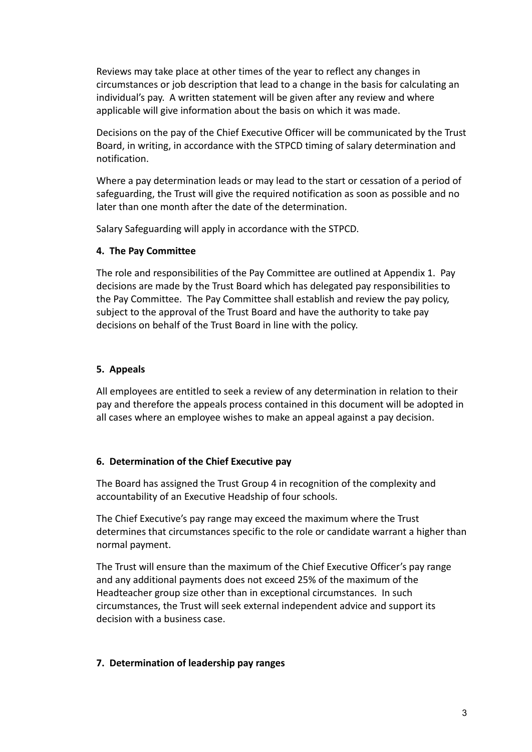Reviews may take place at other times of the year to reflect any changes in circumstances or job description that lead to a change in the basis for calculating an individual's pay. A written statement will be given after any review and where applicable will give information about the basis on which it was made.

Decisions on the pay of the Chief Executive Officer will be communicated by the Trust Board, in writing, in accordance with the STPCD timing of salary determination and notification.

Where a pay determination leads or may lead to the start or cessation of a period of safeguarding, the Trust will give the required notification as soon as possible and no later than one month after the date of the determination.

Salary Safeguarding will apply in accordance with the STPCD.

## 4. The Pay Committee

The role and responsibilities of the Pay Committee are outlined at Appendix 1. Pay decisions are made by the Trust Board which has delegated pay responsibilities to the Pay Committee. The Pay Committee shall establish and review the pay policy, subject to the approval of the Trust Board and have the authority to take pay decisions on behalf of the Trust Board in line with the policy.

## 5. Appeals

All employees are entitled to seek a review of any determination in relation to their pay and therefore the appeals process contained in this document will be adopted in all cases where an employee wishes to make an appeal against a pay decision.

## 6. Determination of the Chief Executive pay

The Board has assigned the Trust Group 4 in recognition of the complexity and accountability of an Executive Headship of four schools.

The Chief Executive's pay range may exceed the maximum where the Trust determines that circumstances specific to the role or candidate warrant a higher than normal payment.

The Trust will ensure than the maximum of the Chief Executive Officer's pay range and any additional payments does not exceed 25% of the maximum of the Headteacher group size other than in exceptional circumstances. In such circumstances, the Trust will seek external independent advice and support its decision with a business case.

## 7. Determination of leadership pay ranges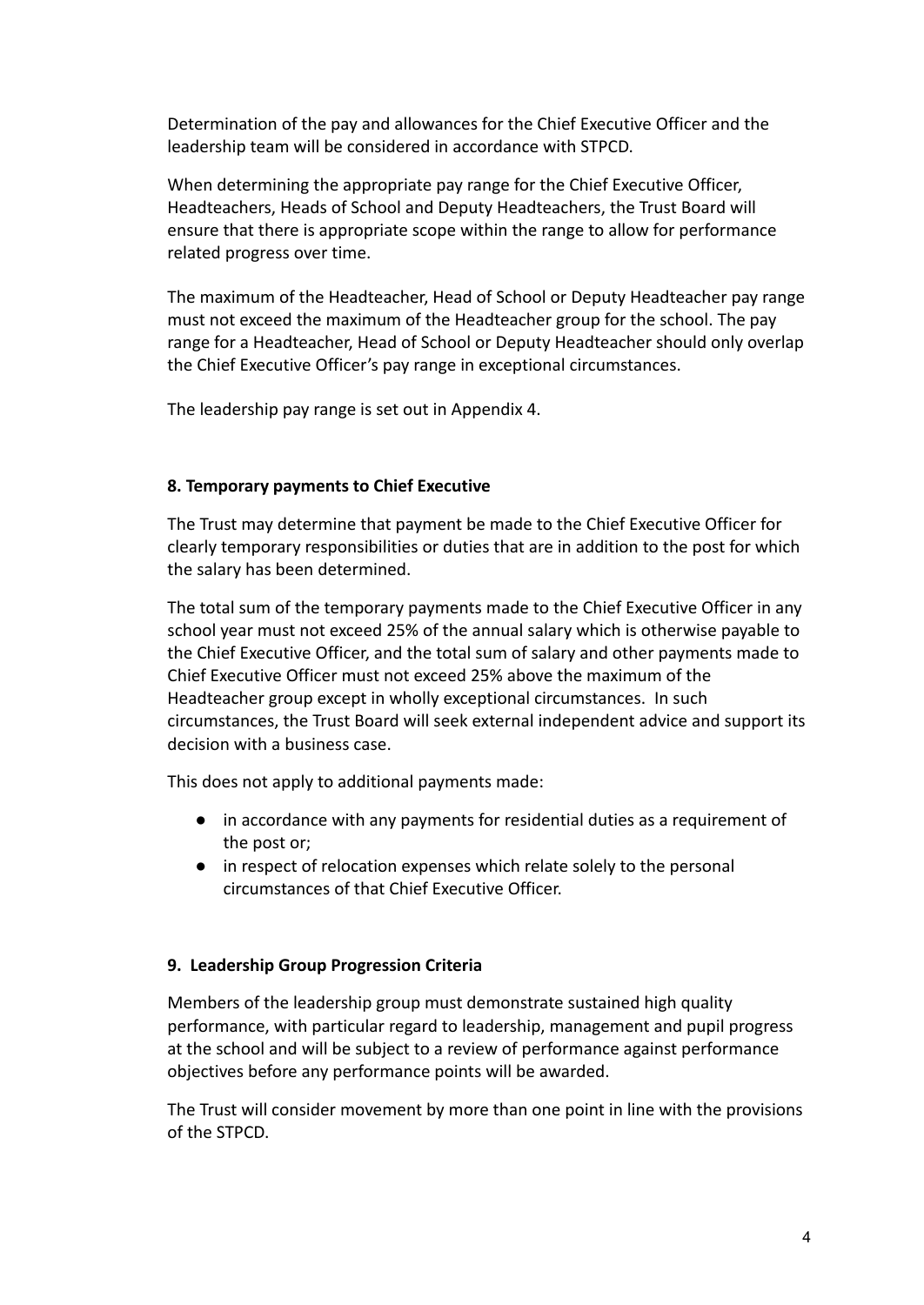Determination of the pay and allowances for the Chief Executive Officer and the leadership team will be considered in accordance with STPCD.

When determining the appropriate pay range for the Chief Executive Officer, Headteachers, Heads of School and Deputy Headteachers, the Trust Board will ensure that there is appropriate scope within the range to allow for performance related progress over time.

The maximum of the Headteacher, Head of School or Deputy Headteacher pay range must not exceed the maximum of the Headteacher group for the school. The pay range for a Headteacher, Head of School or Deputy Headteacher should only overlap the Chief Executive Officer's pay range in exceptional circumstances.

The leadership pay range is set out in Appendix 4.

**8. Temporary payments to Chief Executive**

The Trust may determine that payment be made to the Chief Executive Officer for clearly temporary responsibilities or duties that are in addition to the post for which the salary has been determined.

The total sum of the temporary payments made to the Chief Executive Officer in any school year must not exceed 25% of the annual salary which is otherwise payable to the Chief Executive Officer, and the total sum of salary and other payments made to Chief Executive Officer must not exceed 25% above the maximum of the Headteacher group except in wholly exceptional circumstances. In such circumstances, the Trust Board will seek external independent advice and support its decision with a business case.

This does not apply to additional payments made:

- in accordance with any payments for residential duties as a requirement of the post or;
- in respect of relocation expenses which relate solely to the personal circumstances of that Chief Executive Officer.

**9. Leadership Group Progression Criteria**

Members of the leadership group must demonstrate sustained high quality performance, with particular regard to leadership, management and pupil progress at the school and will be subject to a review of performance against performance objectives before any performance points will be awarded.

The Trust will consider movement by more than one point in line with the provisions of the STPCD.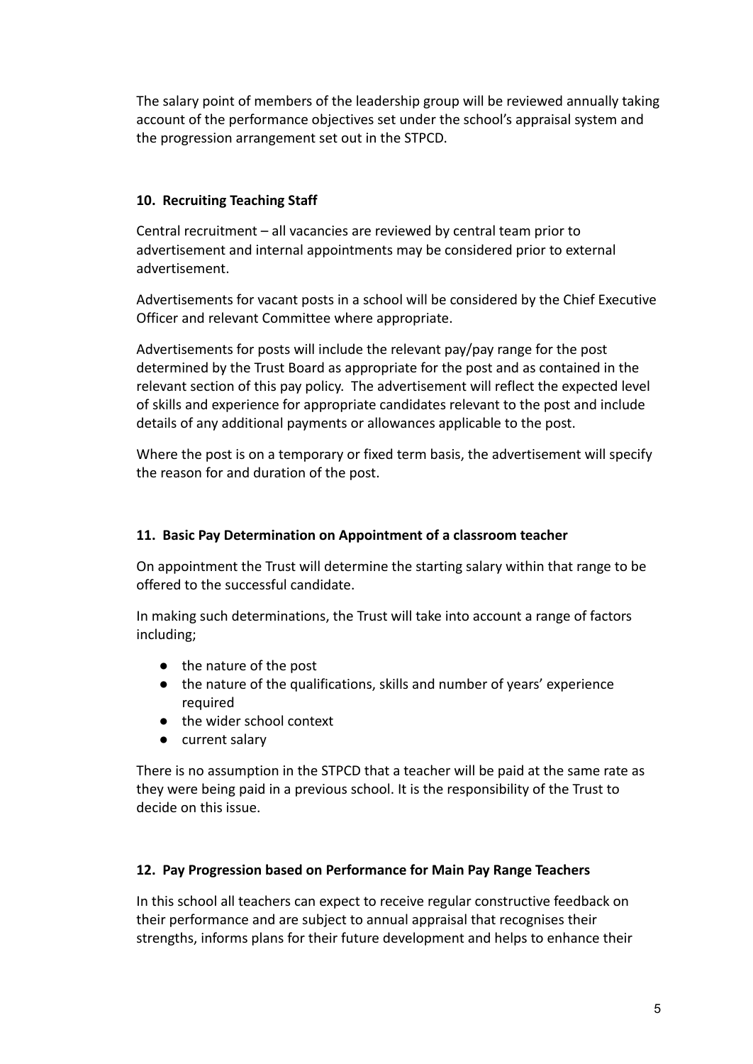The salary point of members of the leadership group will be reviewed annually taking account of the performance objectives set under the school's appraisal system and the progression arrangement set out in the STPCD.

### 10. Recruiting Teaching Staff

Central recruitment – all vacancies are reviewed by central team prior to advertisement and internal appointments may be considered prior to external advertisement.

Advertisements for vacant posts in a school will be considered by the Chief Executive Officer and relevant Committee where appropriate.

Advertisements for posts will include the relevant pay/pay range for the post determined by the Trust Board as appropriate for the post and as contained in the relevant section of this pay policy. The advertisement will reflect the expected level of skills and experience for appropriate candidates relevant to the post and include details of any additional payments or allowances applicable to the post.

Where the post is on a temporary or fixed term basis, the advertisement will specify the reason for and duration of the post.

### 11. Basic Pay Determination on Appointment of a classroom teacher

On appointment the Trust will determine the starting salary within that range to be offered to the successful candidate.

In making such determinations, the Trust will take into account a range of factors including;

- the nature of the post
- the nature of the qualifications, skills and number of years' experience required
- the wider school context
- current salary

There is no assumption in the STPCD that a teacher will be paid at the same rate as they were being paid in a previous school. It is the responsibility of the Trust to decide on this issue.

### 12. Pay Progression based on Performance for Main Pay Range Teachers

In this school all teachers can expect to receive regular constructive feedback on their performance and are subject to annual appraisal that recognises their strengths, informs plans for their future development and helps to enhance their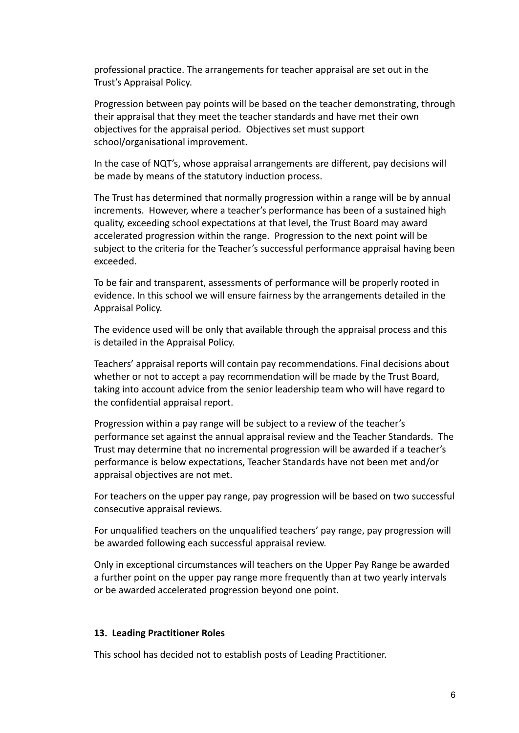professional practice. The arrangements for teacher appraisal are set out in the Trust's Appraisal Policy.

Progression between pay points will be based on the teacher demonstrating, through their appraisal that they meet the teacher standards and have met their own objectives for the appraisal period. Objectives set must support school/organisational improvement.

In the case of NQT's, whose appraisal arrangements are different, pay decisions will be made by means of the statutory induction process.

The Trust has determined that normally progression within a range will be by annual increments. However, where a teacher's performance has been of a sustained high quality, exceeding school expectations at that level, the Trust Board may award accelerated progression within the range. Progression to the next point will be subject to the criteria for the Teacher's successful performance appraisal having been exceeded.

To be fair and transparent, assessments of performance will be properly rooted in evidence. In this school we will ensure fairness by the arrangements detailed in the Appraisal Policy.

The evidence used will be only that available through the appraisal process and this is detailed in the Appraisal Policy.

Teachers' appraisal reports will contain pay recommendations. Final decisions about whether or not to accept a pay recommendation will be made by the Trust Board, taking into account advice from the senior leadership team who will have regard to the confidential appraisal report.

Progression within a pay range will be subject to a review of the teacher's performance set against the annual appraisal review and the Teacher Standards. The Trust may determine that no incremental progression will be awarded if a teacher's performance is below expectations, Teacher Standards have not been met and/or appraisal objectives are not met.

For teachers on the upper pay range, pay progression will be based on two successful consecutive appraisal reviews.

For unqualified teachers on the unqualified teachers' pay range, pay progression will be awarded following each successful appraisal review.

Only in exceptional circumstances will teachers on the Upper Pay Range be awarded a further point on the upper pay range more frequently than at two yearly intervals or be awarded accelerated progression beyond one point.

## 13. Leading Practitioner Roles

This school has decided not to establish posts of Leading Practitioner.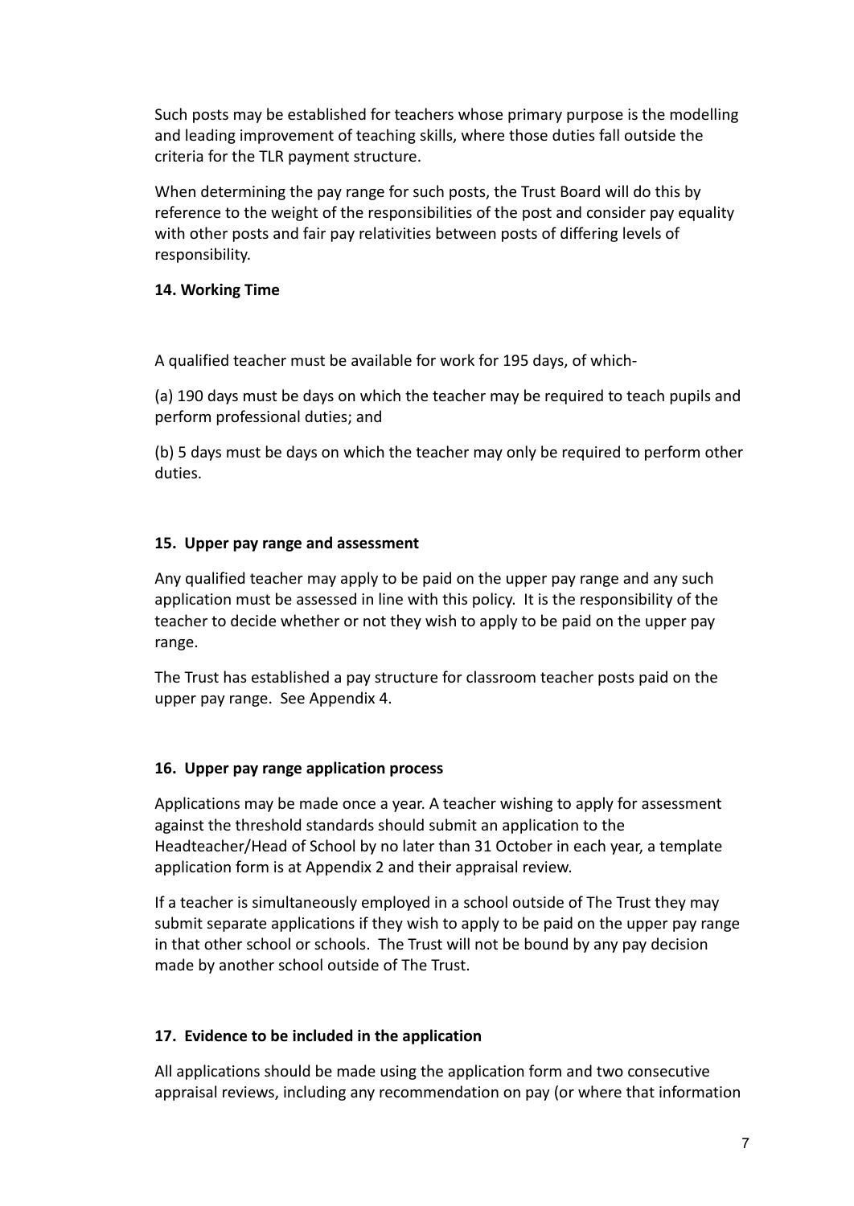Such posts may be established for teachers whose primary purpose is the modelling and leading improvement of teaching skills, where those duties fall outside the criteria for the TLR payment structure.

When determining the pay range for such posts, the Trust Board will do this by reference to the weight of the responsibilities of the post and consider pay equality with other posts and fair pay relativities between posts of differing levels of responsibility.

**14. Working Time**

A qualified teacher must be available for work for 195 days, of which-

(a) 190 days must be days on which the teacher may be required to teach pupils and perform professional duties; and

(b) 5 days must be days on which the teacher may only be required to perform other duties.

**15. Upper pay range and assessment**

Any qualified teacher may apply to be paid on the upper pay range and any such application must be assessed in line with this policy. It is the responsibility of the teacher to decide whether or not they wish to apply to be paid on the upper pay range.

The Trust has established a pay structure for classroom teacher posts paid on the upper pay range. See Appendix 4.

**16. Upper pay range application process**

Applications may be made once a year. A teacher wishing to apply for assessment against the threshold standards should submit an application to the Headteacher/Head of School by no later than 31 October in each year, a template application form is at Appendix 2 and their appraisal review.

If a teacher is simultaneously employed in a school outside of The Trust they may submit separate applications if they wish to apply to be paid on the upper pay range in that other school or schools. The Trust will not be bound by any pay decision made by another school outside of The Trust.

**17. Evidence to be included in the application**

All applications should be made using the application form and two consecutive appraisal reviews, including any recommendation on pay (or where that information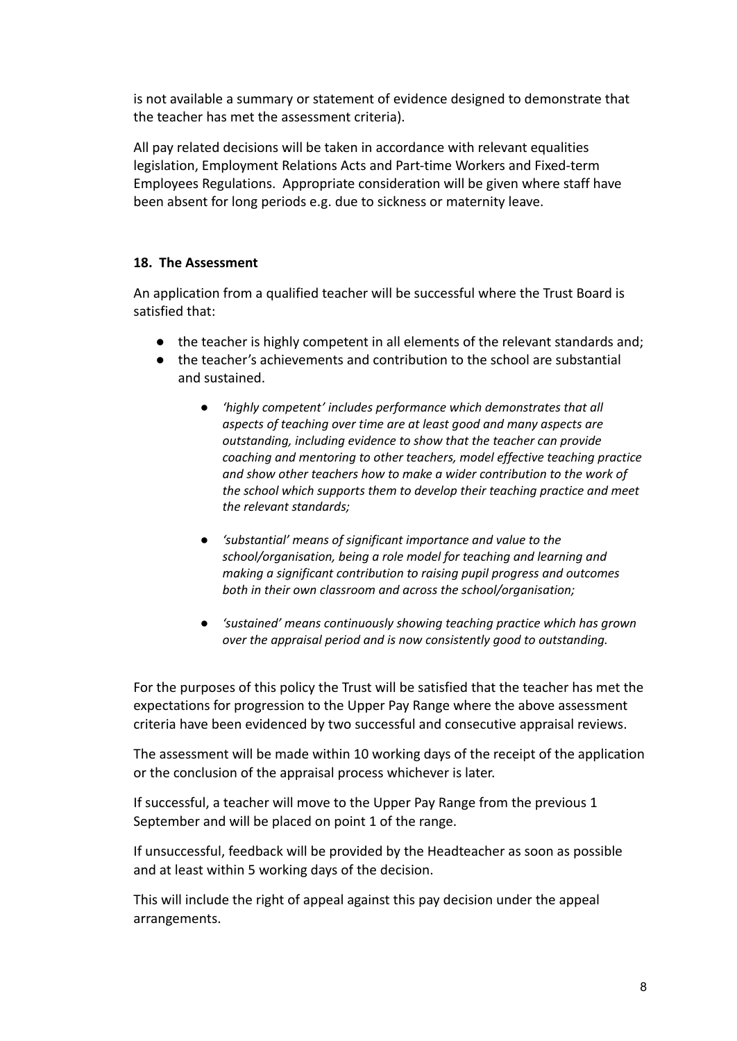is not available a summary or statement of evidence designed to demonstrate that the teacher has met the assessment criteria).

All pay related decisions will be taken in accordance with relevant equalities legislation, Employment Relations Acts and Part-time Workers and Fixed-term Employees Regulations. Appropriate consideration will be given where staff have been absent for long periods e.g. due to sickness or maternity leave.

### 18. The Assessment

An application from a qualified teacher will be successful where the Trust Board is satisfied that:

- the teacher is highly competent in all elements of the relevant standards and;
- the teacher's achievements and contribution to the school are substantial and sustained.
  - *'highly competent' includes performance which demonstrates that all aspects of teaching over time are at least good and many aspects are outstanding, including evidence to show that the teacher can provide coaching and mentoring to other teachers, model effective teaching practice and show other teachers how to make a wider contribution to the work of the school which supports them to develop their teaching practice and meet the relevant standards;*
  - *'substantial' means of significant importance and value to the school/organisation, being a role model for teaching and learning and making a significant contribution to raising pupil progress and outcomes both in their own classroom and across the school/organisation;*
  - *'sustained' means continuously showing teaching practice which has grown over the appraisal period and is now consistently good to outstanding.*

For the purposes of this policy the Trust will be satisfied that the teacher has met the expectations for progression to the Upper Pay Range where the above assessment criteria have been evidenced by two successful and consecutive appraisal reviews.

The assessment will be made within 10 working days of the receipt of the application or the conclusion of the appraisal process whichever is later.

If successful, a teacher will move to the Upper Pay Range from the previous 1 September and will be placed on point 1 of the range.

If unsuccessful, feedback will be provided by the Headteacher as soon as possible and at least within 5 working days of the decision.

This will include the right of appeal against this pay decision under the appeal arrangements.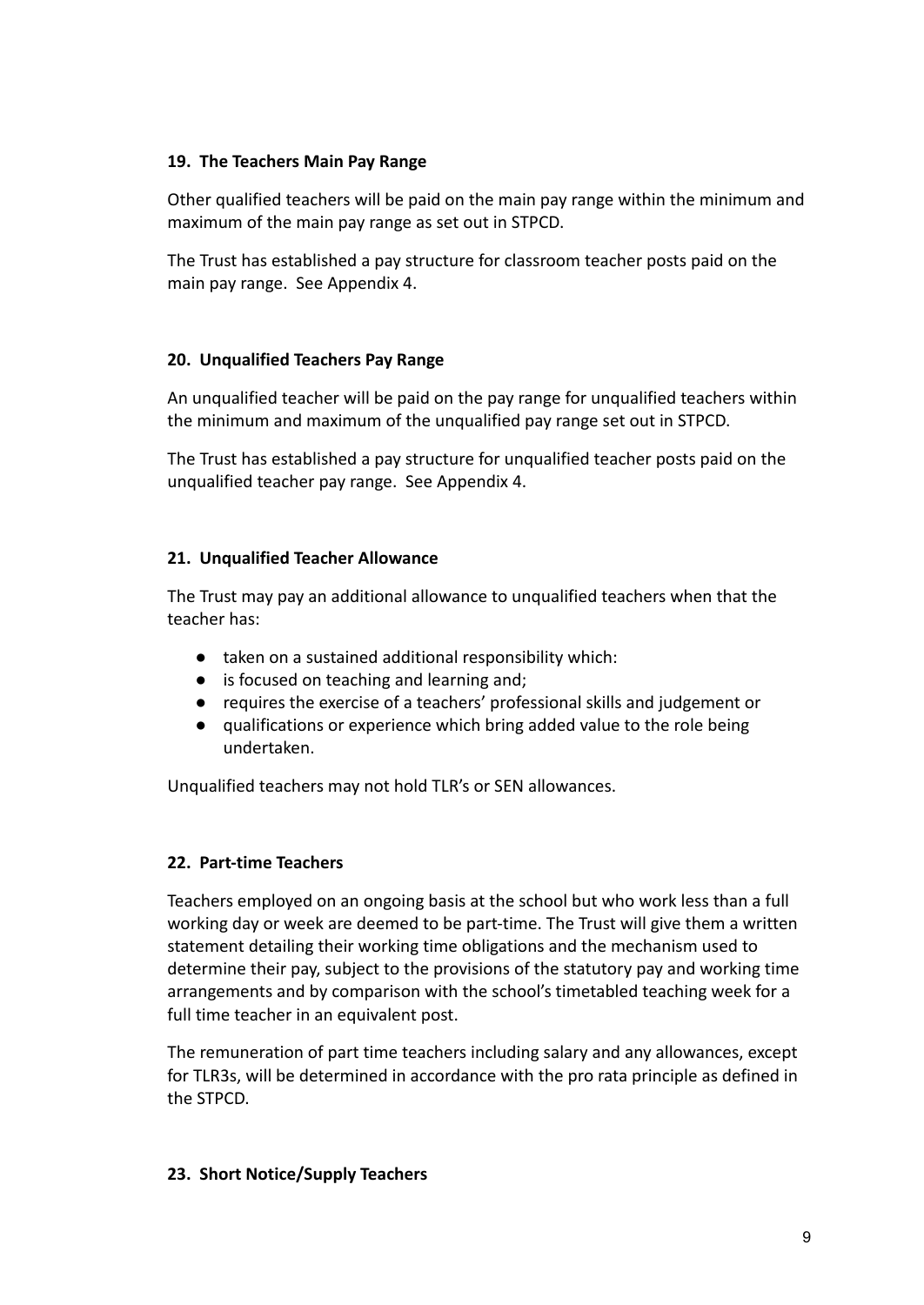### 19. The Teachers Main Pay Range

Other qualified teachers will be paid on the main pay range within the minimum and maximum of the main pay range as set out in STPCD.

The Trust has established a pay structure for classroom teacher posts paid on the main pay range. See Appendix 4.

### 20. Unqualified Teachers Pay Range

An unqualified teacher will be paid on the pay range for unqualified teachers within the minimum and maximum of the unqualified pay range set out in STPCD.

The Trust has established a pay structure for unqualified teacher posts paid on the unqualified teacher pay range. See Appendix 4.

### 21. Unqualified Teacher Allowance

The Trust may pay an additional allowance to unqualified teachers when that the teacher has:

- taken on a sustained additional responsibility which:
- is focused on teaching and learning and;
- requires the exercise of a teachers' professional skills and judgement or
- qualifications or experience which bring added value to the role being undertaken.

Unqualified teachers may not hold TLR's or SEN allowances.

### 22. Part-time Teachers

Teachers employed on an ongoing basis at the school but who work less than a full working day or week are deemed to be part-time. The Trust will give them a written statement detailing their working time obligations and the mechanism used to determine their pay, subject to the provisions of the statutory pay and working time arrangements and by comparison with the school's timetabled teaching week for a full time teacher in an equivalent post.

The remuneration of part time teachers including salary and any allowances, except for TLR3s, will be determined in accordance with the pro rata principle as defined in the STPCD.

### 23. Short Notice/Supply Teachers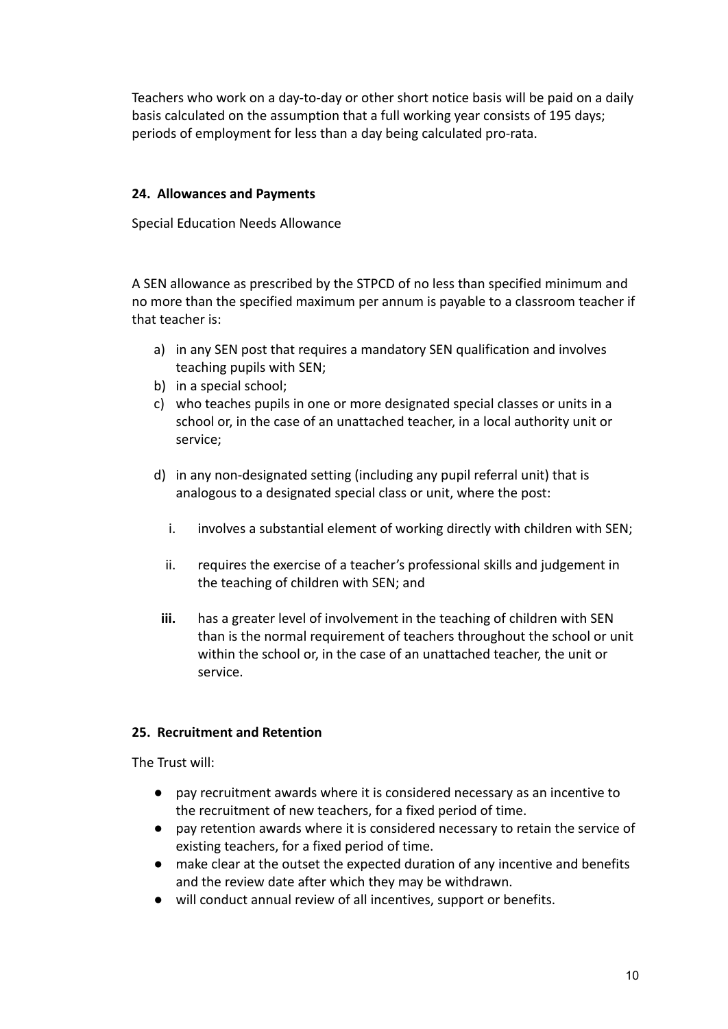Teachers who work on a day-to-day or other short notice basis will be paid on a daily basis calculated on the assumption that a full working year consists of 195 days; periods of employment for less than a day being calculated pro-rata.

**24. Allowances and Payments**

Special Education Needs Allowance

A SEN allowance as prescribed by the STPCD of no less than specified minimum and no more than the specified maximum per annum is payable to a classroom teacher if that teacher is:

a) in any SEN post that requires a mandatory SEN qualification and involves teaching pupils with SEN;
b) in a special school;
c) who teaches pupils in one or more designated special classes or units in a school or, in the case of an unattached teacher, in a local authority unit or service;
d) in any non-designated setting (including any pupil referral unit) that is analogous to a designated special class or unit, where the post:
   i. involves a substantial element of working directly with children with SEN;
   ii. requires the exercise of a teacher's professional skills and judgement in the teaching of children with SEN; and
   **iii.** has a greater level of involvement in the teaching of children with SEN than is the normal requirement of teachers throughout the school or unit within the school or, in the case of an unattached teacher, the unit or service.

**25. Recruitment and Retention**

The Trust will:

- pay recruitment awards where it is considered necessary as an incentive to the recruitment of new teachers, for a fixed period of time.
- pay retention awards where it is considered necessary to retain the service of existing teachers, for a fixed period of time.
- make clear at the outset the expected duration of any incentive and benefits and the review date after which they may be withdrawn.
- will conduct annual review of all incentives, support or benefits.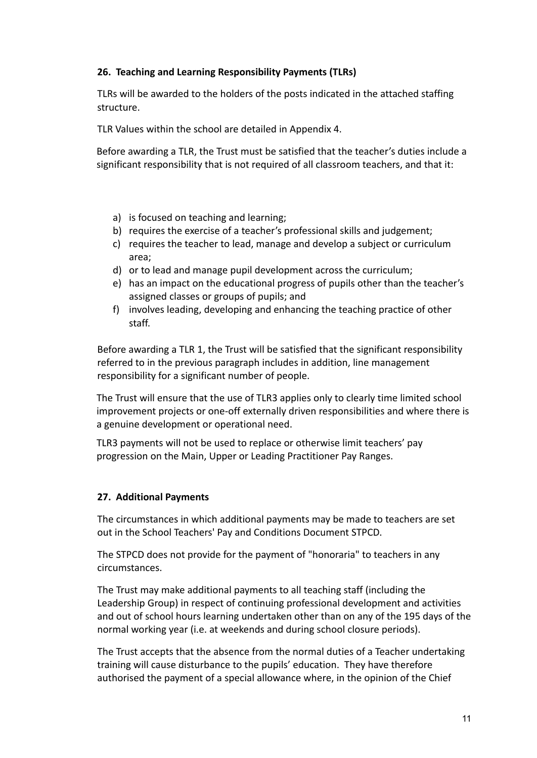### 26. Teaching and Learning Responsibility Payments (TLRs)

TLRs will be awarded to the holders of the posts indicated in the attached staffing structure.

TLR Values within the school are detailed in Appendix 4.

Before awarding a TLR, the Trust must be satisfied that the teacher's duties include a significant responsibility that is not required of all classroom teachers, and that it:

a) is focused on teaching and learning;
b) requires the exercise of a teacher's professional skills and judgement;
c) requires the teacher to lead, manage and develop a subject or curriculum area;
d) or to lead and manage pupil development across the curriculum;
e) has an impact on the educational progress of pupils other than the teacher's assigned classes or groups of pupils; and
f) involves leading, developing and enhancing the teaching practice of other staff.

Before awarding a TLR 1, the Trust will be satisfied that the significant responsibility referred to in the previous paragraph includes in addition, line management responsibility for a significant number of people.

The Trust will ensure that the use of TLR3 applies only to clearly time limited school improvement projects or one-off externally driven responsibilities and where there is a genuine development or operational need.

TLR3 payments will not be used to replace or otherwise limit teachers' pay progression on the Main, Upper or Leading Practitioner Pay Ranges.

### 27. Additional Payments

The circumstances in which additional payments may be made to teachers are set out in the School Teachers' Pay and Conditions Document STPCD.

The STPCD does not provide for the payment of "honoraria" to teachers in any circumstances.

The Trust may make additional payments to all teaching staff (including the Leadership Group) in respect of continuing professional development and activities and out of school hours learning undertaken other than on any of the 195 days of the normal working year (i.e. at weekends and during school closure periods).

The Trust accepts that the absence from the normal duties of a Teacher undertaking training will cause disturbance to the pupils' education. They have therefore authorised the payment of a special allowance where, in the opinion of the Chief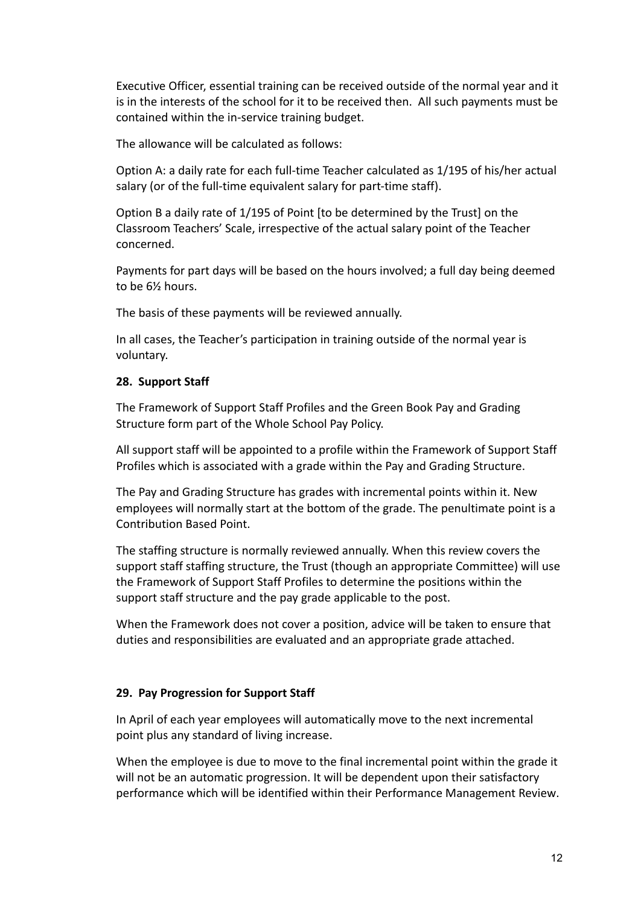Executive Officer, essential training can be received outside of the normal year and it is in the interests of the school for it to be received then. All such payments must be contained within the in-service training budget.

The allowance will be calculated as follows:

Option A: a daily rate for each full-time Teacher calculated as 1/195 of his/her actual salary (or of the full-time equivalent salary for part-time staff).

Option B a daily rate of 1/195 of Point [to be determined by the Trust] on the Classroom Teachers' Scale, irrespective of the actual salary point of the Teacher concerned.

Payments for part days will be based on the hours involved; a full day being deemed to be 6½ hours.

The basis of these payments will be reviewed annually.

In all cases, the Teacher's participation in training outside of the normal year is voluntary.

**28. Support Staff**

The Framework of Support Staff Profiles and the Green Book Pay and Grading Structure form part of the Whole School Pay Policy.

All support staff will be appointed to a profile within the Framework of Support Staff Profiles which is associated with a grade within the Pay and Grading Structure.

The Pay and Grading Structure has grades with incremental points within it. New employees will normally start at the bottom of the grade. The penultimate point is a Contribution Based Point.

The staffing structure is normally reviewed annually. When this review covers the support staff staffing structure, the Trust (though an appropriate Committee) will use the Framework of Support Staff Profiles to determine the positions within the support staff structure and the pay grade applicable to the post.

When the Framework does not cover a position, advice will be taken to ensure that duties and responsibilities are evaluated and an appropriate grade attached.

**29. Pay Progression for Support Staff**

In April of each year employees will automatically move to the next incremental point plus any standard of living increase.

When the employee is due to move to the final incremental point within the grade it will not be an automatic progression. It will be dependent upon their satisfactory performance which will be identified within their Performance Management Review.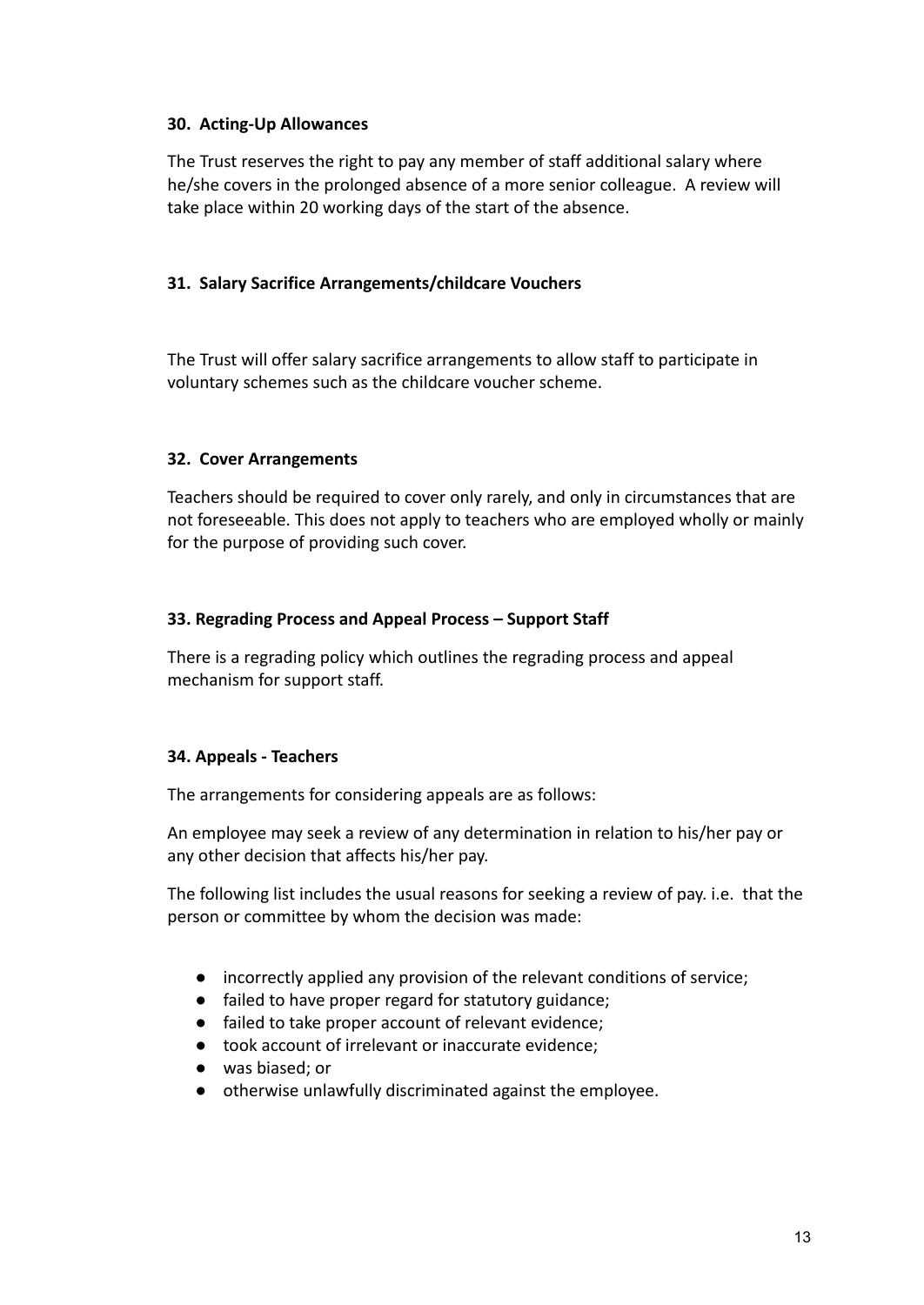**30. Acting-Up Allowances**

The Trust reserves the right to pay any member of staff additional salary where he/she covers in the prolonged absence of a more senior colleague. A review will take place within 20 working days of the start of the absence.

**31. Salary Sacrifice Arrangements/childcare Vouchers**

The Trust will offer salary sacrifice arrangements to allow staff to participate in voluntary schemes such as the childcare voucher scheme.

**32. Cover Arrangements**

Teachers should be required to cover only rarely, and only in circumstances that are not foreseeable. This does not apply to teachers who are employed wholly or mainly for the purpose of providing such cover.

**33. Regrading Process and Appeal Process – Support Staff**

There is a regrading policy which outlines the regrading process and appeal mechanism for support staff.

**34. Appeals - Teachers**

The arrangements for considering appeals are as follows:

An employee may seek a review of any determination in relation to his/her pay or any other decision that affects his/her pay.

The following list includes the usual reasons for seeking a review of pay. i.e. that the person or committee by whom the decision was made:

- incorrectly applied any provision of the relevant conditions of service;
- failed to have proper regard for statutory guidance;
- failed to take proper account of relevant evidence;
- took account of irrelevant or inaccurate evidence;
- was biased; or
- otherwise unlawfully discriminated against the employee.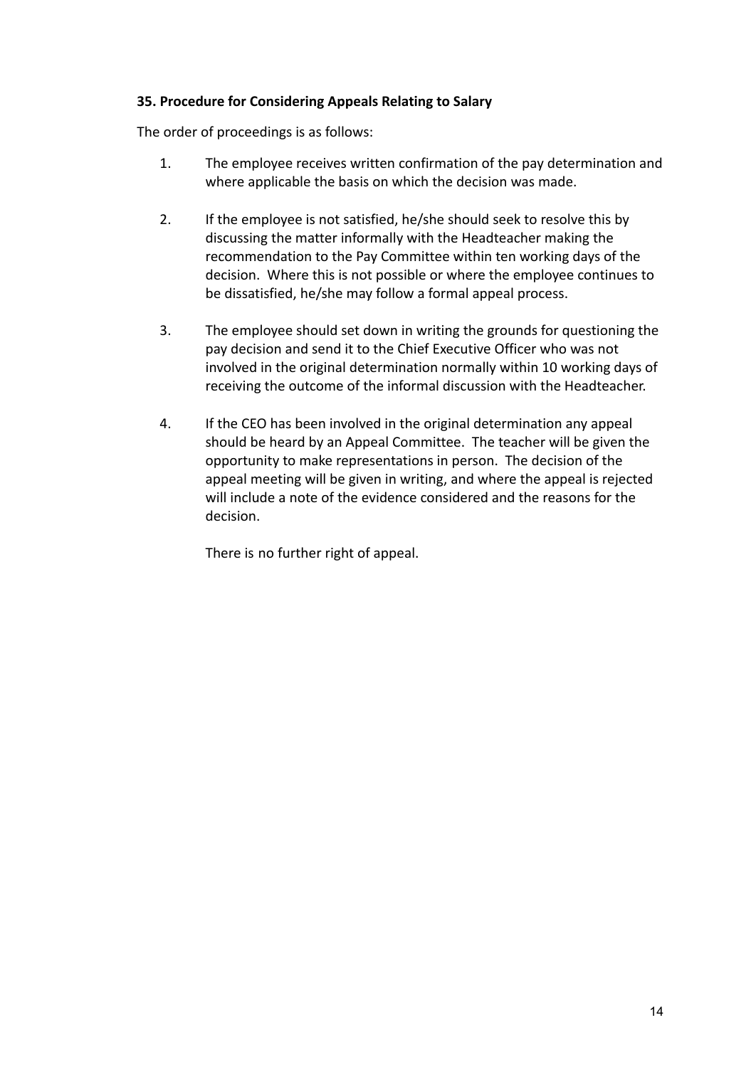### 35. Procedure for Considering Appeals Relating to Salary

The order of proceedings is as follows:

1. The employee receives written confirmation of the pay determination and where applicable the basis on which the decision was made.

2. If the employee is not satisfied, he/she should seek to resolve this by discussing the matter informally with the Headteacher making the recommendation to the Pay Committee within ten working days of the decision. Where this is not possible or where the employee continues to be dissatisfied, he/she may follow a formal appeal process.

3. The employee should set down in writing the grounds for questioning the pay decision and send it to the Chief Executive Officer who was not involved in the original determination normally within 10 working days of receiving the outcome of the informal discussion with the Headteacher.

4. If the CEO has been involved in the original determination any appeal should be heard by an Appeal Committee. The teacher will be given the opportunity to make representations in person. The decision of the appeal meeting will be given in writing, and where the appeal is rejected will include a note of the evidence considered and the reasons for the decision.

   There is no further right of appeal.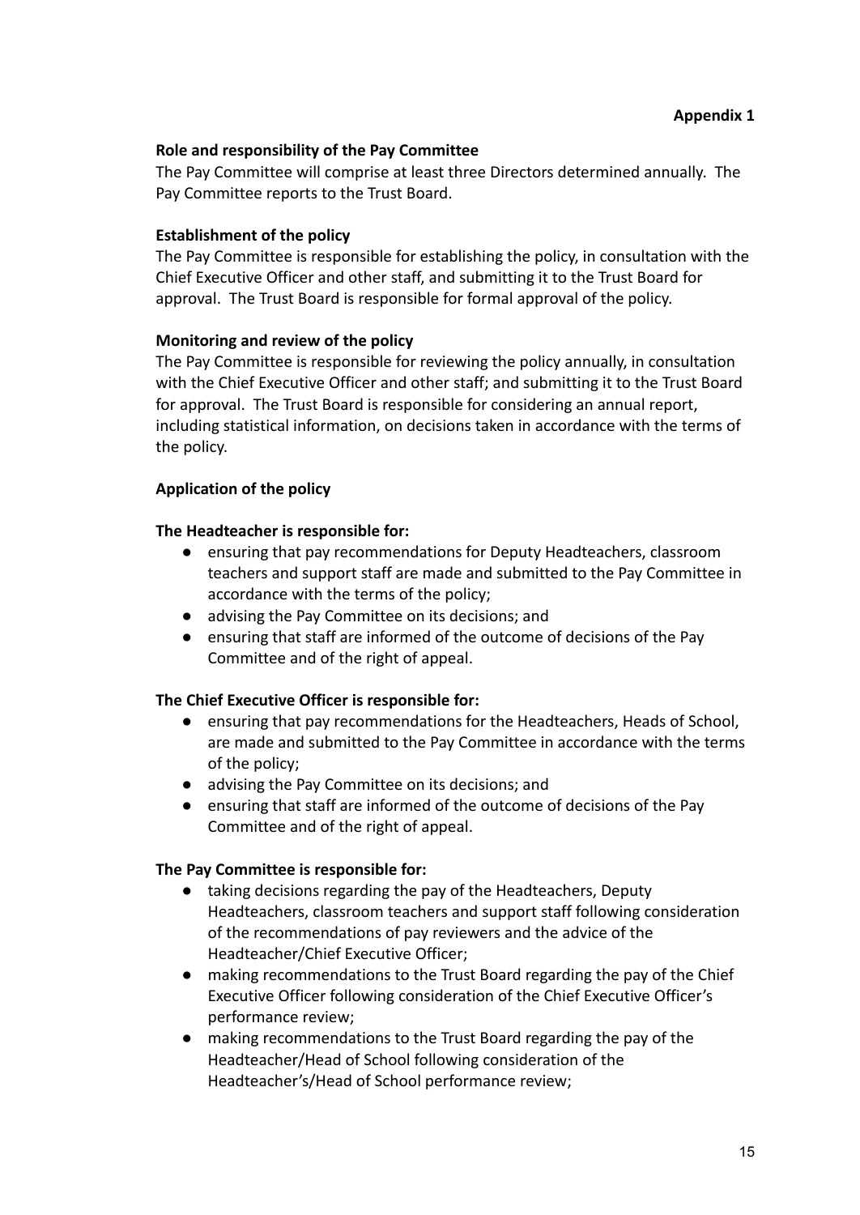**Appendix 1**

**Role and responsibility of the Pay Committee**

The Pay Committee will comprise at least three Directors determined annually. The Pay Committee reports to the Trust Board.

**Establishment of the policy**

The Pay Committee is responsible for establishing the policy, in consultation with the Chief Executive Officer and other staff, and submitting it to the Trust Board for approval. The Trust Board is responsible for formal approval of the policy.

**Monitoring and review of the policy**

The Pay Committee is responsible for reviewing the policy annually, in consultation with the Chief Executive Officer and other staff; and submitting it to the Trust Board for approval. The Trust Board is responsible for considering an annual report, including statistical information, on decisions taken in accordance with the terms of the policy.

**Application of the policy**

**The Headteacher is responsible for:**

- ensuring that pay recommendations for Deputy Headteachers, classroom teachers and support staff are made and submitted to the Pay Committee in accordance with the terms of the policy;
- advising the Pay Committee on its decisions; and
- ensuring that staff are informed of the outcome of decisions of the Pay Committee and of the right of appeal.

**The Chief Executive Officer is responsible for:**

- ensuring that pay recommendations for the Headteachers, Heads of School, are made and submitted to the Pay Committee in accordance with the terms of the policy;
- advising the Pay Committee on its decisions; and
- ensuring that staff are informed of the outcome of decisions of the Pay Committee and of the right of appeal.

**The Pay Committee is responsible for:**

- taking decisions regarding the pay of the Headteachers, Deputy Headteachers, classroom teachers and support staff following consideration of the recommendations of pay reviewers and the advice of the Headteacher/Chief Executive Officer;
- making recommendations to the Trust Board regarding the pay of the Chief Executive Officer following consideration of the Chief Executive Officer's performance review;
- making recommendations to the Trust Board regarding the pay of the Headteacher/Head of School following consideration of the Headteacher's/Head of School performance review;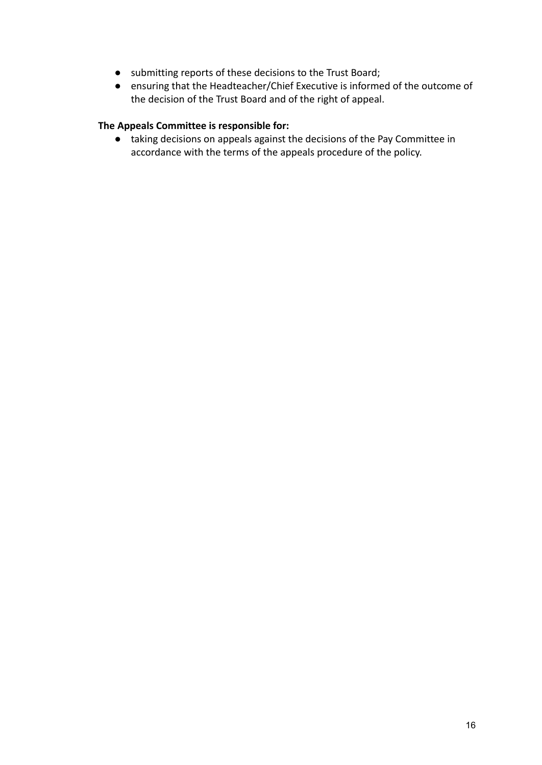- submitting reports of these decisions to the Trust Board;
- ensuring that the Headteacher/Chief Executive is informed of the outcome of the decision of the Trust Board and of the right of appeal.

**The Appeals Committee is responsible for:**

- taking decisions on appeals against the decisions of the Pay Committee in accordance with the terms of the appeals procedure of the policy.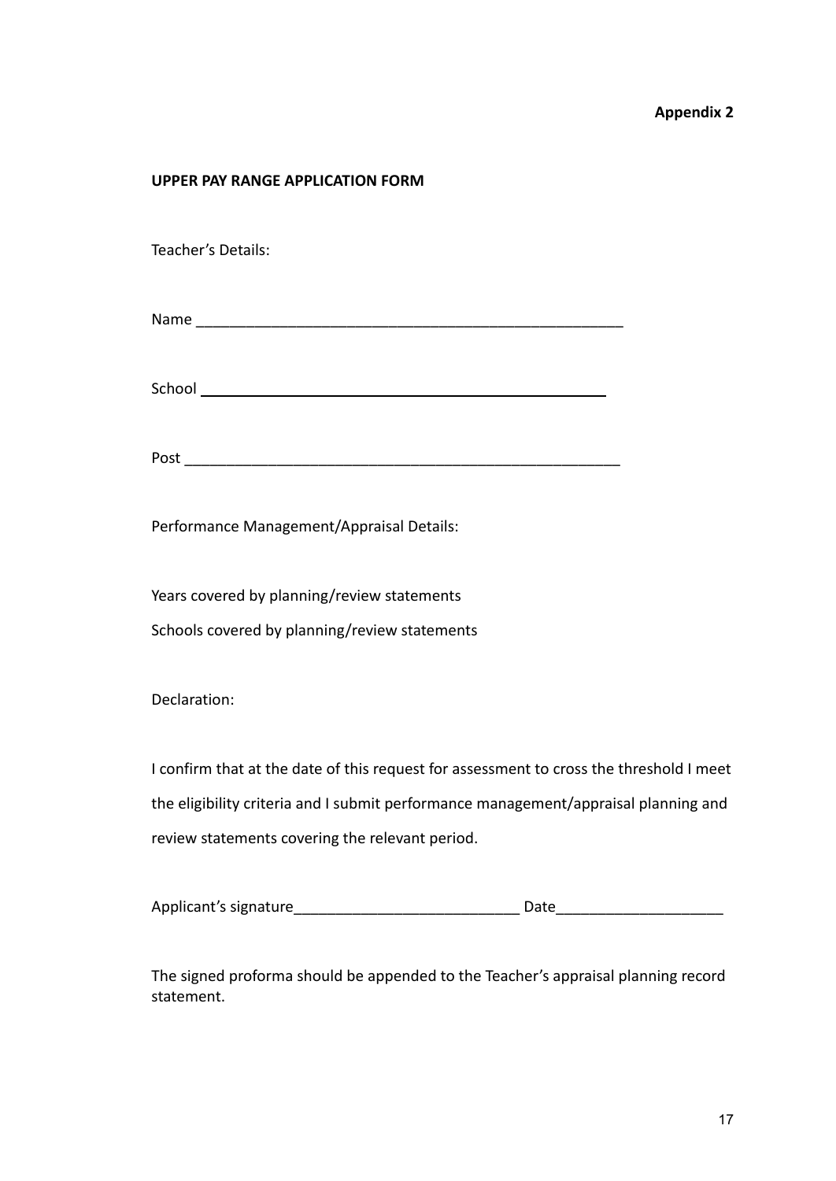**Appendix 2**

**UPPER PAY RANGE APPLICATION FORM**

Teacher's Details:

Name _____________________________________________________

School _____________________________________________________

Post _____________________________________________________

Performance Management/Appraisal Details:

Years covered by planning/review statements

Schools covered by planning/review statements

Declaration:

I confirm that at the date of this request for assessment to cross the threshold I meet the eligibility criteria and I submit performance management/appraisal planning and review statements covering the relevant period.

Applicant's signature___________________________ Date___________________

The signed proforma should be appended to the Teacher's appraisal planning record statement.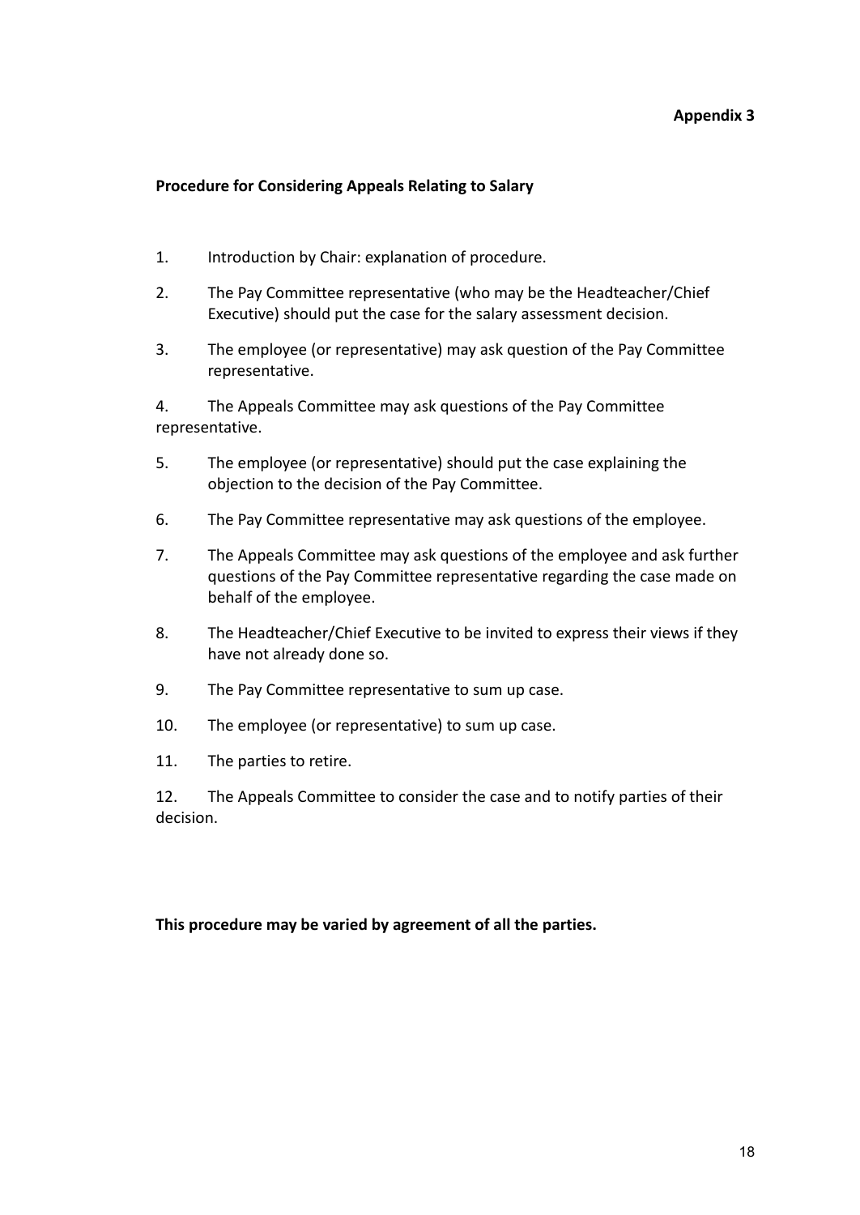**Appendix 3**

**Procedure for Considering Appeals Relating to Salary**

1. Introduction by Chair: explanation of procedure.
2. The Pay Committee representative (who may be the Headteacher/Chief Executive) should put the case for the salary assessment decision.
3. The employee (or representative) may ask question of the Pay Committee representative.
4. The Appeals Committee may ask questions of the Pay Committee representative.
5. The employee (or representative) should put the case explaining the objection to the decision of the Pay Committee.
6. The Pay Committee representative may ask questions of the employee.
7. The Appeals Committee may ask questions of the employee and ask further questions of the Pay Committee representative regarding the case made on behalf of the employee.
8. The Headteacher/Chief Executive to be invited to express their views if they have not already done so.
9. The Pay Committee representative to sum up case.
10. The employee (or representative) to sum up case.
11. The parties to retire.
12. The Appeals Committee to consider the case and to notify parties of their decision.

**This procedure may be varied by agreement of all the parties.**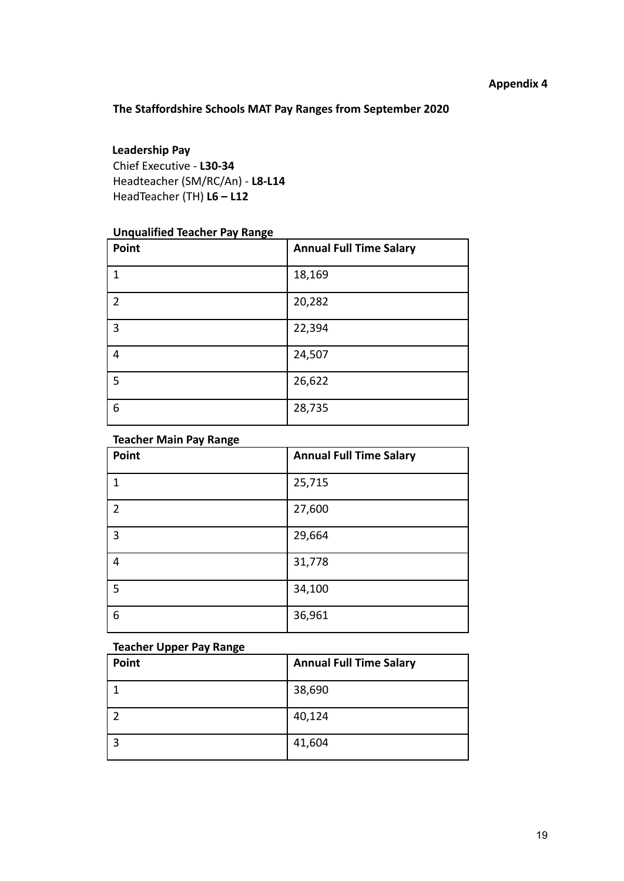**Appendix 4**

## The Staffordshire Schools MAT Pay Ranges from September 2020

### Leadership Pay

Chief Executive - **L30-34**
Headteacher (SM/RC/An) - **L8-L14**
HeadTeacher (TH) **L6 – L12**

### Unqualified Teacher Pay Range

| Point | Annual Full Time Salary |
|---|---|
| 1 | 18,169 |
| 2 | 20,282 |
| 3 | 22,394 |
| 4 | 24,507 |
| 5 | 26,622 |
| 6 | 28,735 |

### Teacher Main Pay Range

| Point | Annual Full Time Salary |
|---|---|
| 1 | 25,715 |
| 2 | 27,600 |
| 3 | 29,664 |
| 4 | 31,778 |
| 5 | 34,100 |
| 6 | 36,961 |

### Teacher Upper Pay Range

| Point | Annual Full Time Salary |
|---|---|
| 1 | 38,690 |
| 2 | 40,124 |
| 3 | 41,604 |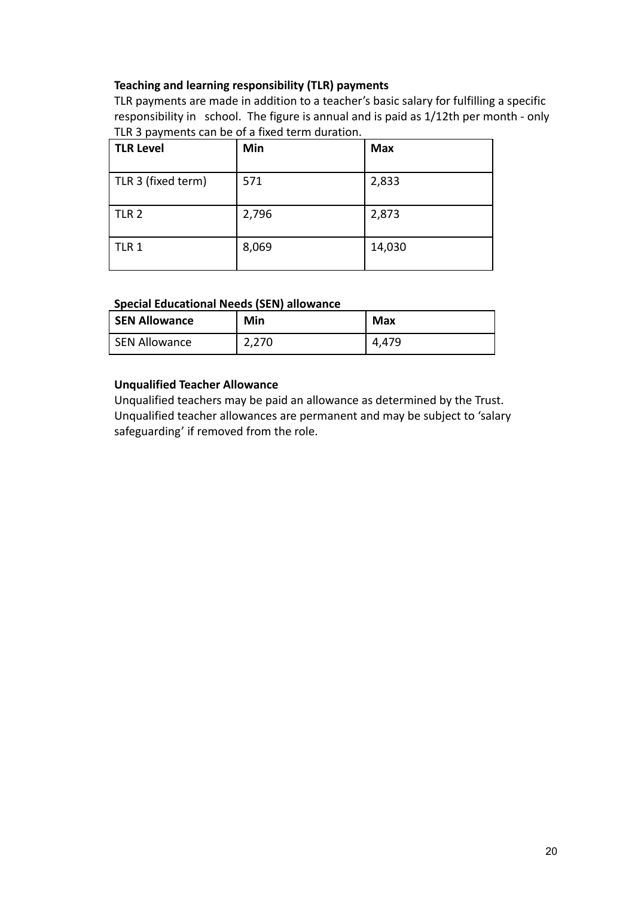**Teaching and learning responsibility (TLR) payments**

TLR payments are made in addition to a teacher's basic salary for fulfilling a specific responsibility in school. The figure is annual and is paid as 1/12th per month - only TLR 3 payments can be of a fixed term duration.

| TLR Level | Min | Max |
|---|---|---|
| TLR 3 (fixed term) | 571 | 2,833 |
| TLR 2 | 2,796 | 2,873 |
| TLR 1 | 8,069 | 14,030 |

**Special Educational Needs (SEN) allowance**

| SEN Allowance | Min | Max |
|---|---|---|
| SEN Allowance | 2,270 | 4,479 |

**Unqualified Teacher Allowance**

Unqualified teachers may be paid an allowance as determined by the Trust. Unqualified teacher allowances are permanent and may be subject to 'salary safeguarding' if removed from the role.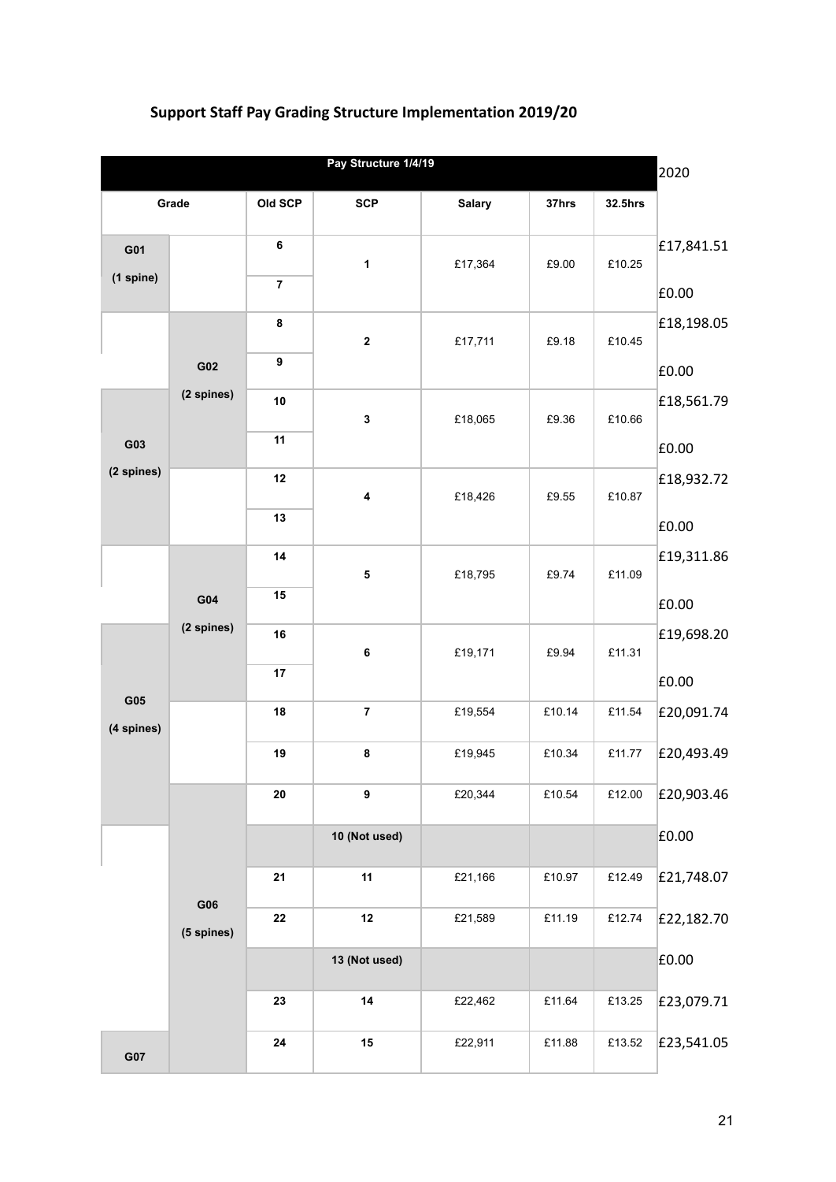## Support Staff Pay Grading Structure Implementation 2019/20

| Pay Structure 1/4/19 | | | | | | | 2020 |
|---|---|---|---|---|---|---|---|
| Grade | | Old SCP | SCP | Salary | 37hrs | 32.5hrs | |
| G01 (1 spine) | | 6 | 1 | £17,364 | £9.00 | £10.25 | £17,841.51 |
| | | 7 | | | | | £0.00 |
| | G02 (2 spines) | 8 | 2 | £17,711 | £9.18 | £10.45 | £18,198.05 |
| | | 9 | | | | | £0.00 |
| G03 (2 spines) | | 10 | 3 | £18,065 | £9.36 | £10.66 | £18,561.79 |
| | | 11 | | | | | £0.00 |
| | | 12 | 4 | £18,426 | £9.55 | £10.87 | £18,932.72 |
| | | 13 | | | | | £0.00 |
| | G04 (2 spines) | 14 | 5 | £18,795 | £9.74 | £11.09 | £19,311.86 |
| | | 15 | | | | | £0.00 |
| G05 (4 spines) | | 16 | 6 | £19,171 | £9.94 | £11.31 | £19,698.20 |
| | | 17 | | | | | £0.00 |
| | | 18 | 7 | £19,554 | £10.14 | £11.54 | £20,091.74 |
| | | 19 | 8 | £19,945 | £10.34 | £11.77 | £20,493.49 |
| | G06 (5 spines) | 20 | 9 | £20,344 | £10.54 | £12.00 | £20,903.46 |
| | | | 10 (Not used) | | | | £0.00 |
| | | 21 | 11 | £21,166 | £10.97 | £12.49 | £21,748.07 |
| | | 22 | 12 | £21,589 | £11.19 | £12.74 | £22,182.70 |
| | | | 13 (Not used) | | | | £0.00 |
| | | 23 | 14 | £22,462 | £11.64 | £13.25 | £23,079.71 |
| G07 | | 24 | 15 | £22,911 | £11.88 | £13.52 | £23,541.05 |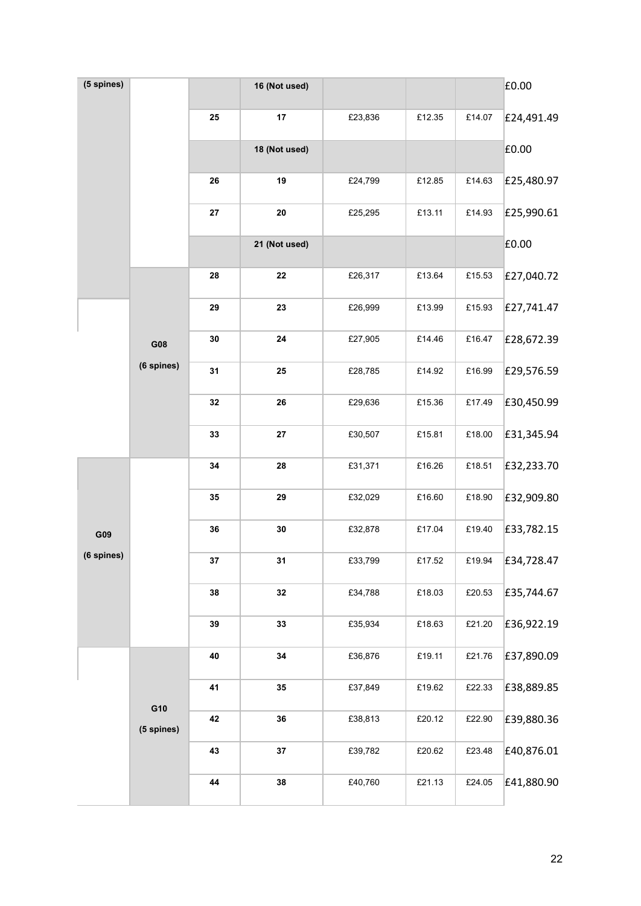| | | | | | | | |
|---|---|---|---|---|---|---|---|
| (5 spines) | | | 16 (Not used) | | | | £0.00 |
| | | 25 | 17 | £23,836 | £12.35 | £14.07 | £24,491.49 |
| | | | 18 (Not used) | | | | £0.00 |
| | | 26 | 19 | £24,799 | £12.85 | £14.63 | £25,480.97 |
| | | 27 | 20 | £25,295 | £13.11 | £14.93 | £25,990.61 |
| | | | 21 (Not used) | | | | £0.00 |
| | G08 (6 spines) | 28 | 22 | £26,317 | £13.64 | £15.53 | £27,040.72 |
| | | 29 | 23 | £26,999 | £13.99 | £15.93 | £27,741.47 |
| | | 30 | 24 | £27,905 | £14.46 | £16.47 | £28,672.39 |
| | | 31 | 25 | £28,785 | £14.92 | £16.99 | £29,576.59 |
| | | 32 | 26 | £29,636 | £15.36 | £17.49 | £30,450.99 |
| | | 33 | 27 | £30,507 | £15.81 | £18.00 | £31,345.94 |
| G09 (6 spines) | | 34 | 28 | £31,371 | £16.26 | £18.51 | £32,233.70 |
| | | 35 | 29 | £32,029 | £16.60 | £18.90 | £32,909.80 |
| | | 36 | 30 | £32,878 | £17.04 | £19.40 | £33,782.15 |
| | | 37 | 31 | £33,799 | £17.52 | £19.94 | £34,728.47 |
| | | 38 | 32 | £34,788 | £18.03 | £20.53 | £35,744.67 |
| | | 39 | 33 | £35,934 | £18.63 | £21.20 | £36,922.19 |
| | G10 (5 spines) | 40 | 34 | £36,876 | £19.11 | £21.76 | £37,890.09 |
| | | 41 | 35 | £37,849 | £19.62 | £22.33 | £38,889.85 |
| | | 42 | 36 | £38,813 | £20.12 | £22.90 | £39,880.36 |
| | | 43 | 37 | £39,782 | £20.62 | £23.48 | £40,876.01 |
| | | 44 | 38 | £40,760 | £21.13 | £24.05 | £41,880.90 |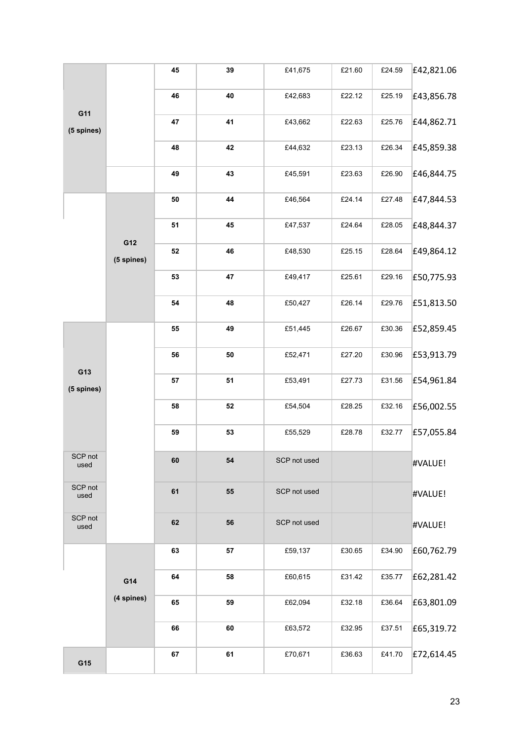| | | | | | | | |
|---|---|---|---|---|---|---|---|
| **G11 (5 spines)** | | **45** | **39** | £41,675 | £21.60 | £24.59 | £42,821.06 |
| | | **46** | **40** | £42,683 | £22.12 | £25.19 | £43,856.78 |
| | | **47** | **41** | £43,662 | £22.63 | £25.76 | £44,862.71 |
| | | **48** | **42** | £44,632 | £23.13 | £26.34 | £45,859.38 |
| | | **49** | **43** | £45,591 | £23.63 | £26.90 | £46,844.75 |
| | **G12 (5 spines)** | **50** | **44** | £46,564 | £24.14 | £27.48 | £47,844.53 |
| | | **51** | **45** | £47,537 | £24.64 | £28.05 | £48,844.37 |
| | | **52** | **46** | £48,530 | £25.15 | £28.64 | £49,864.12 |
| | | **53** | **47** | £49,417 | £25.61 | £29.16 | £50,775.93 |
| | | **54** | **48** | £50,427 | £26.14 | £29.76 | £51,813.50 |
| **G13 (5 spines)** | | **55** | **49** | £51,445 | £26.67 | £30.36 | £52,859.45 |
| | | **56** | **50** | £52,471 | £27.20 | £30.96 | £53,913.79 |
| | | **57** | **51** | £53,491 | £27.73 | £31.56 | £54,961.84 |
| | | **58** | **52** | £54,504 | £28.25 | £32.16 | £56,002.55 |
| | | **59** | **53** | £55,529 | £28.78 | £32.77 | £57,055.84 |
| SCP not used | | **60** | **54** | SCP not used | | | #VALUE! |
| SCP not used | | **61** | **55** | SCP not used | | | #VALUE! |
| SCP not used | | **62** | **56** | SCP not used | | | #VALUE! |
| | **G14 (4 spines)** | **63** | **57** | £59,137 | £30.65 | £34.90 | £60,762.79 |
| | | **64** | **58** | £60,615 | £31.42 | £35.77 | £62,281.42 |
| | | **65** | **59** | £62,094 | £32.18 | £36.64 | £63,801.09 |
| | | **66** | **60** | £63,572 | £32.95 | £37.51 | £65,319.72 |
| **G15** | | **67** | **61** | £70,671 | £36.63 | £41.70 | £72,614.45 |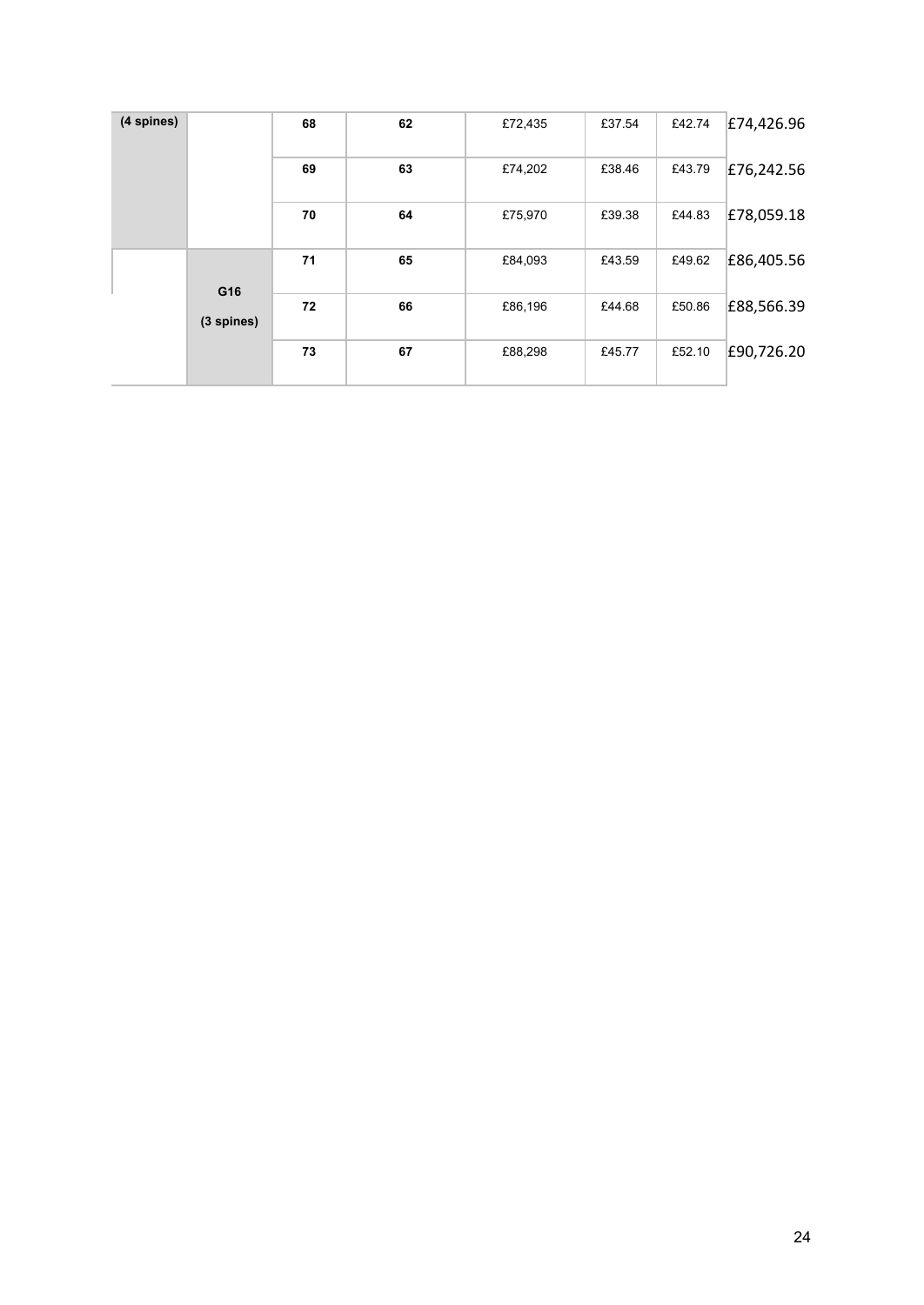| | | | | | | | |
|---|---|---|---|---|---|---|---|
| **(4 spines)** | | **68** | **62** | £72,435 | £37.54 | £42.74 | £74,426.96 |
| | | **69** | **63** | £74,202 | £38.46 | £43.79 | £76,242.56 |
| | | **70** | **64** | £75,970 | £39.38 | £44.83 | £78,059.18 |
| | **G16 (3 spines)** | **71** | **65** | £84,093 | £43.59 | £49.62 | £86,405.56 |
| | | **72** | **66** | £86,196 | £44.68 | £50.86 | £88,566.39 |
| | | **73** | **67** | £88,298 | £45.77 | £52.10 | £90,726.20 |